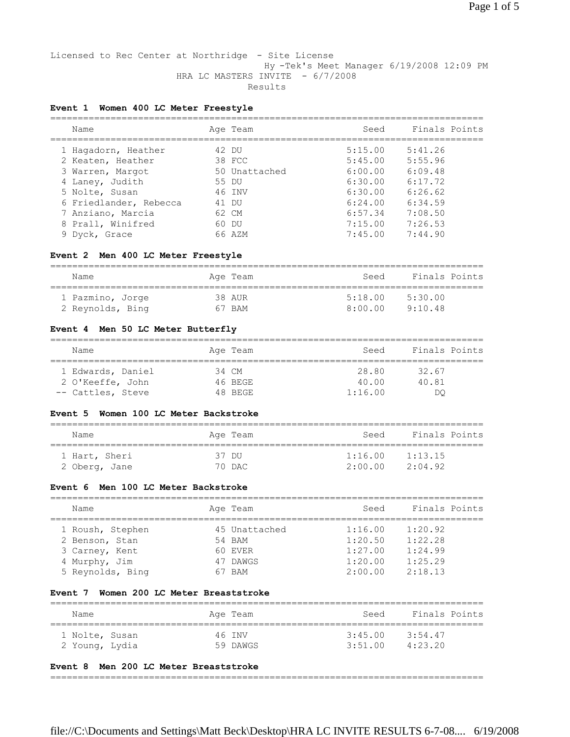Licensed to Rec Center at Northridge - Site License
Hy -Tek's Meet Manager 6/19/2008 12:09 PM
HRA LC MASTERS INVITE - 6/7/2008
Results

### Event 1 Women 400 LC Meter Freestyle

| | Name | Age | Team | Seed | Finals | Points |
|---|---|---|---|---|---|---|
| 1 | Hagadorn, Heather | 42 | DU | 5:15.00 | 5:41.26 | |
| 2 | Keaten, Heather | 38 | FCC | 5:45.00 | 5:55.96 | |
| 3 | Warren, Margot | 50 | Unattached | 6:00.00 | 6:09.48 | |
| 4 | Laney, Judith | 55 | DU | 6:30.00 | 6:17.72 | |
| 5 | Nolte, Susan | 46 | INV | 6:30.00 | 6:26.62 | |
| 6 | Friedlander, Rebecca | 41 | DU | 6:24.00 | 6:34.59 | |
| 7 | Anziano, Marcia | 62 | CM | 6:57.34 | 7:08.50 | |
| 8 | Prall, Winifred | 60 | DU | 7:15.00 | 7:26.53 | |
| 9 | Dyck, Grace | 66 | AZM | 7:45.00 | 7:44.90 | |

### Event 2 Men 400 LC Meter Freestyle

| | Name | Age | Team | Seed | Finals | Points |
|---|---|---|---|---|---|---|
| 1 | Pazmino, Jorge | 38 | AUR | 5:18.00 | 5:30.00 | |
| 2 | Reynolds, Bing | 67 | BAM | 8:00.00 | 9:10.48 | |

### Event 4 Men 50 LC Meter Butterfly

| | Name | Age | Team | Seed | Finals | Points |
|---|---|---|---|---|---|---|
| 1 | Edwards, Daniel | 34 | CM | 28.80 | 32.67 | |
| 2 | O'Keeffe, John | 46 | BEGE | 40.00 | 40.81 | |
| -- | Cattles, Steve | 48 | BEGE | 1:16.00 | DQ | |

### Event 5 Women 100 LC Meter Backstroke

| | Name | Age | Team | Seed | Finals | Points |
|---|---|---|---|---|---|---|
| 1 | Hart, Sheri | 37 | DU | 1:16.00 | 1:13.15 | |
| 2 | Oberg, Jane | 70 | DAC | 2:00.00 | 2:04.92 | |

### Event 6 Men 100 LC Meter Backstroke

| | Name | Age | Team | Seed | Finals | Points |
|---|---|---|---|---|---|---|
| 1 | Roush, Stephen | 45 | Unattached | 1:16.00 | 1:20.92 | |
| 2 | Benson, Stan | 54 | BAM | 1:20.50 | 1:22.28 | |
| 3 | Carney, Kent | 60 | EVER | 1:27.00 | 1:24.99 | |
| 4 | Murphy, Jim | 47 | DAWGS | 1:20.00 | 1:25.29 | |
| 5 | Reynolds, Bing | 67 | BAM | 2:00.00 | 2:18.13 | |

### Event 7 Women 200 LC Meter Breaststroke

| | Name | Age | Team | Seed | Finals | Points |
|---|---|---|---|---|---|---|
| 1 | Nolte, Susan | 46 | INV | 3:45.00 | 3:54.47 | |
| 2 | Young, Lydia | 59 | DAWGS | 3:51.00 | 4:23.20 | |

### Event 8 Men 200 LC Meter Breaststroke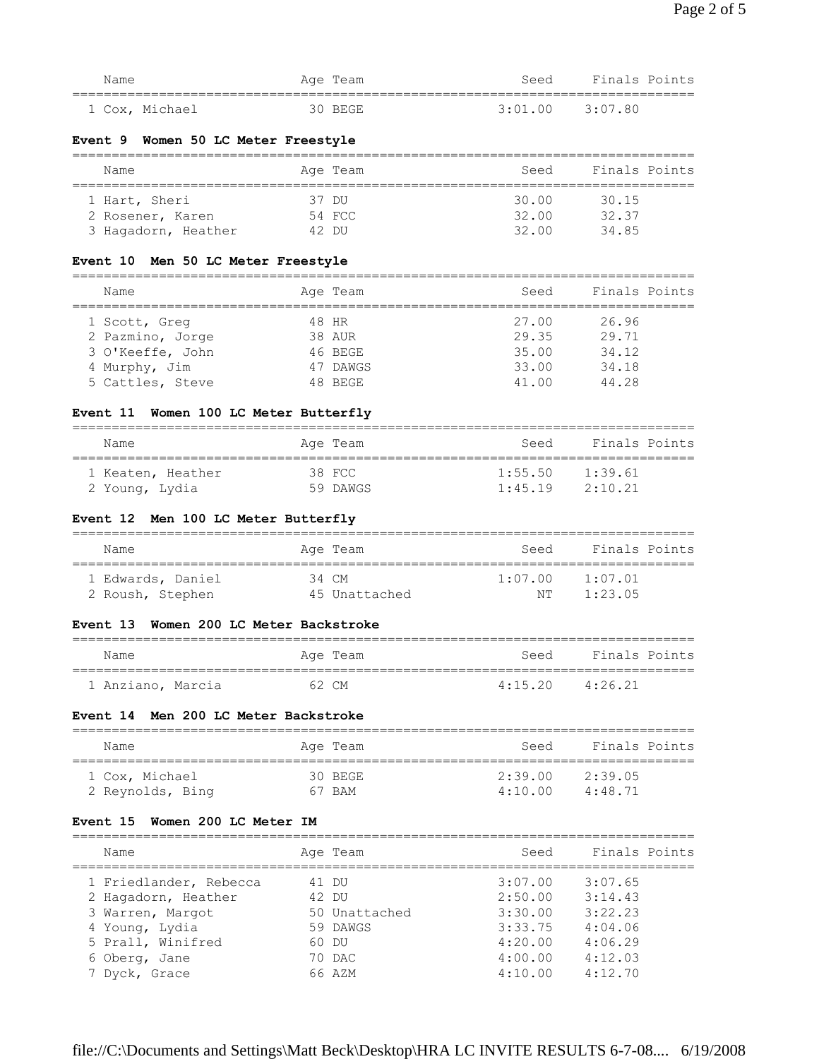| Name | Age | Team | Seed | Finals | Points |
|---|---|---|---|---|---|
| 1 Cox, Michael | 30 | BEGE | 3:01.00 | 3:07.80 | |

### Event 9 Women 50 LC Meter Freestyle

| Name | Age | Team | Seed | Finals | Points |
|---|---|---|---|---|---|
| 1 Hart, Sheri | 37 | DU | 30.00 | 30.15 | |
| 2 Rosener, Karen | 54 | FCC | 32.00 | 32.37 | |
| 3 Hagadorn, Heather | 42 | DU | 32.00 | 34.85 | |

### Event 10 Men 50 LC Meter Freestyle

| Name | Age | Team | Seed | Finals | Points |
|---|---|---|---|---|---|
| 1 Scott, Greg | 48 | HR | 27.00 | 26.96 | |
| 2 Pazmino, Jorge | 38 | AUR | 29.35 | 29.71 | |
| 3 O'Keeffe, John | 46 | BEGE | 35.00 | 34.12 | |
| 4 Murphy, Jim | 47 | DAWGS | 33.00 | 34.18 | |
| 5 Cattles, Steve | 48 | BEGE | 41.00 | 44.28 | |

### Event 11 Women 100 LC Meter Butterfly

| Name | Age | Team | Seed | Finals | Points |
|---|---|---|---|---|---|
| 1 Keaten, Heather | 38 | FCC | 1:55.50 | 1:39.61 | |
| 2 Young, Lydia | 59 | DAWGS | 1:45.19 | 2:10.21 | |

### Event 12 Men 100 LC Meter Butterfly

| Name | Age | Team | Seed | Finals | Points |
|---|---|---|---|---|---|
| 1 Edwards, Daniel | 34 | CM | 1:07.00 | 1:07.01 | |
| 2 Roush, Stephen | 45 | Unattached | NT | 1:23.05 | |

### Event 13 Women 200 LC Meter Backstroke

| Name | Age | Team | Seed | Finals | Points |
|---|---|---|---|---|---|
| 1 Anziano, Marcia | 62 | CM | 4:15.20 | 4:26.21 | |

### Event 14 Men 200 LC Meter Backstroke

| Name | Age | Team | Seed | Finals | Points |
|---|---|---|---|---|---|
| 1 Cox, Michael | 30 | BEGE | 2:39.00 | 2:39.05 | |
| 2 Reynolds, Bing | 67 | BAM | 4:10.00 | 4:48.71 | |

### Event 15 Women 200 LC Meter IM

| Name | Age | Team | Seed | Finals | Points |
|---|---|---|---|---|---|
| 1 Friedlander, Rebecca | 41 | DU | 3:07.00 | 3:07.65 | |
| 2 Hagadorn, Heather | 42 | DU | 2:50.00 | 3:14.43 | |
| 3 Warren, Margot | 50 | Unattached | 3:30.00 | 3:22.23 | |
| 4 Young, Lydia | 59 | DAWGS | 3:33.75 | 4:04.06 | |
| 5 Prall, Winifred | 60 | DU | 4:20.00 | 4:06.29 | |
| 6 Oberg, Jane | 70 | DAC | 4:00.00 | 4:12.03 | |
| 7 Dyck, Grace | 66 | AZM | 4:10.00 | 4:12.70 | |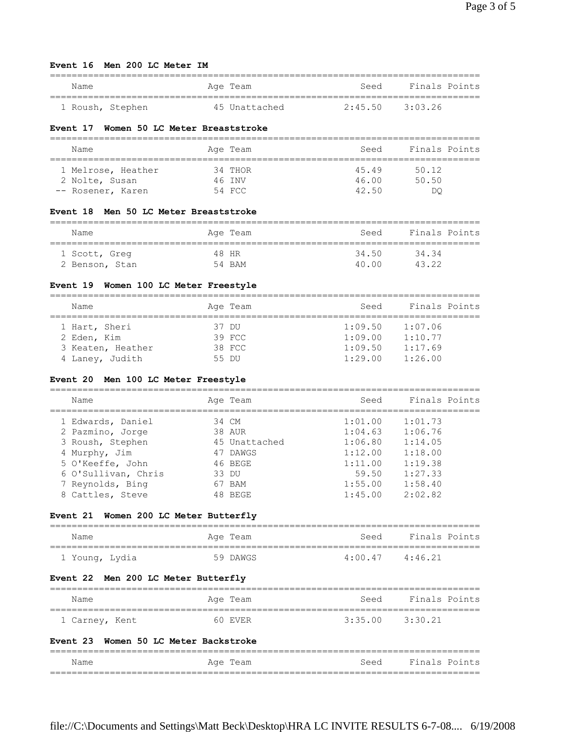### Event 16 Men 200 LC Meter IM

| Name | Age | Team | Seed | Finals | Points |
|---|---|---|---|---|---|
| 1 Roush, Stephen | 45 | Unattached | 2:45.50 | 3:03.26 | |

### Event 17 Women 50 LC Meter Breaststroke

| Name | Age | Team | Seed | Finals | Points |
|---|---|---|---|---|---|
| 1 Melrose, Heather | 34 | THOR | 45.49 | 50.12 | |
| 2 Nolte, Susan | 46 | INV | 46.00 | 50.50 | |
| -- Rosener, Karen | 54 | FCC | 42.50 | DQ | |

### Event 18 Men 50 LC Meter Breaststroke

| Name | Age | Team | Seed | Finals | Points |
|---|---|---|---|---|---|
| 1 Scott, Greg | 48 | HR | 34.50 | 34.34 | |
| 2 Benson, Stan | 54 | BAM | 40.00 | 43.22 | |

### Event 19 Women 100 LC Meter Freestyle

| Name | Age | Team | Seed | Finals | Points |
|---|---|---|---|---|---|
| 1 Hart, Sheri | 37 | DU | 1:09.50 | 1:07.06 | |
| 2 Eden, Kim | 39 | FCC | 1:09.00 | 1:10.77 | |
| 3 Keaten, Heather | 38 | FCC | 1:09.50 | 1:17.69 | |
| 4 Laney, Judith | 55 | DU | 1:29.00 | 1:26.00 | |

### Event 20 Men 100 LC Meter Freestyle

| Name | Age | Team | Seed | Finals | Points |
|---|---|---|---|---|---|
| 1 Edwards, Daniel | 34 | CM | 1:01.00 | 1:01.73 | |
| 2 Pazmino, Jorge | 38 | AUR | 1:04.63 | 1:06.76 | |
| 3 Roush, Stephen | 45 | Unattached | 1:06.80 | 1:14.05 | |
| 4 Murphy, Jim | 47 | DAWGS | 1:12.00 | 1:18.00 | |
| 5 O'Keeffe, John | 46 | BEGE | 1:11.00 | 1:19.38 | |
| 6 O'Sullivan, Chris | 33 | DU | 59.50 | 1:27.33 | |
| 7 Reynolds, Bing | 67 | BAM | 1:55.00 | 1:58.40 | |
| 8 Cattles, Steve | 48 | BEGE | 1:45.00 | 2:02.82 | |

### Event 21 Women 200 LC Meter Butterfly

| Name | Age | Team | Seed | Finals | Points |
|---|---|---|---|---|---|
| 1 Young, Lydia | 59 | DAWGS | 4:00.47 | 4:46.21 | |

### Event 22 Men 200 LC Meter Butterfly

| Name | Age | Team | Seed | Finals | Points |
|---|---|---|---|---|---|
| 1 Carney, Kent | 60 | EVER | 3:35.00 | 3:30.21 | |

### Event 23 Women 50 LC Meter Backstroke

| Name | Age | Team | Seed | Finals | Points |
|---|---|---|---|---|---|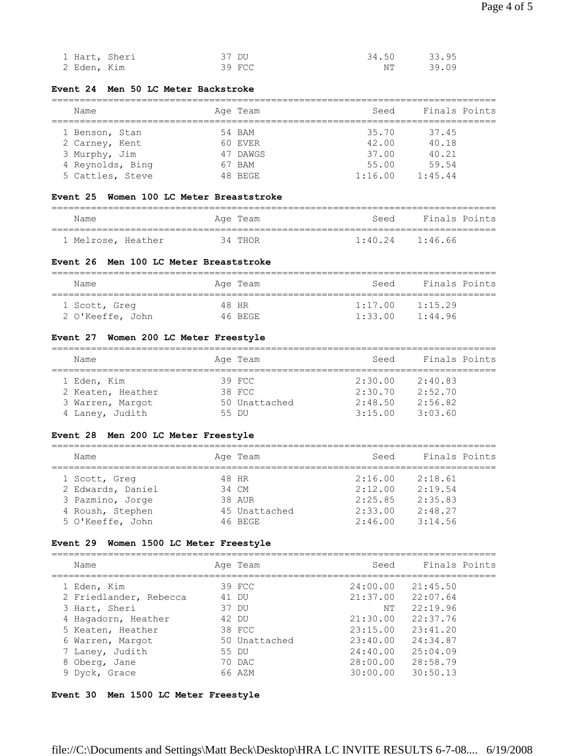| Name | Age | Team | Seed | Finals | Points |
|---|---|---|---|---|---|
| 1 Hart, Sheri | 37 | DU | 34.50 | 33.95 | |
| 2 Eden, Kim | 39 | FCC | NT | 39.09 | |

### Event 24 Men 50 LC Meter Backstroke

| Name | Age | Team | Seed | Finals | Points |
|---|---|---|---|---|---|
| 1 Benson, Stan | 54 | BAM | 35.70 | 37.45 | |
| 2 Carney, Kent | 60 | EVER | 42.00 | 40.18 | |
| 3 Murphy, Jim | 47 | DAWGS | 37.00 | 40.21 | |
| 4 Reynolds, Bing | 67 | BAM | 55.00 | 59.54 | |
| 5 Cattles, Steve | 48 | BEGE | 1:16.00 | 1:45.44 | |

### Event 25 Women 100 LC Meter Breaststroke

| Name | Age | Team | Seed | Finals | Points |
|---|---|---|---|---|---|
| 1 Melrose, Heather | 34 | THOR | 1:40.24 | 1:46.66 | |

### Event 26 Men 100 LC Meter Breaststroke

| Name | Age | Team | Seed | Finals | Points |
|---|---|---|---|---|---|
| 1 Scott, Greg | 48 | HR | 1:17.00 | 1:15.29 | |
| 2 O'Keeffe, John | 46 | BEGE | 1:33.00 | 1:44.96 | |

### Event 27 Women 200 LC Meter Freestyle

| Name | Age | Team | Seed | Finals | Points |
|---|---|---|---|---|---|
| 1 Eden, Kim | 39 | FCC | 2:30.00 | 2:40.83 | |
| 2 Keaten, Heather | 38 | FCC | 2:30.70 | 2:52.70 | |
| 3 Warren, Margot | 50 | Unattached | 2:48.50 | 2:56.82 | |
| 4 Laney, Judith | 55 | DU | 3:15.00 | 3:03.60 | |

### Event 28 Men 200 LC Meter Freestyle

| Name | Age | Team | Seed | Finals | Points |
|---|---|---|---|---|---|
| 1 Scott, Greg | 48 | HR | 2:16.00 | 2:18.61 | |
| 2 Edwards, Daniel | 34 | CM | 2:12.00 | 2:19.54 | |
| 3 Pazmino, Jorge | 38 | AUR | 2:25.85 | 2:35.83 | |
| 4 Roush, Stephen | 45 | Unattached | 2:33.00 | 2:48.27 | |
| 5 O'Keeffe, John | 46 | BEGE | 2:46.00 | 3:14.56 | |

### Event 29 Women 1500 LC Meter Freestyle

| Name | Age | Team | Seed | Finals | Points |
|---|---|---|---|---|---|
| 1 Eden, Kim | 39 | FCC | 24:00.00 | 21:45.50 | |
| 2 Friedlander, Rebecca | 41 | DU | 21:37.00 | 22:07.64 | |
| 3 Hart, Sheri | 37 | DU | NT | 22:19.96 | |
| 4 Hagadorn, Heather | 42 | DU | 21:30.00 | 22:37.76 | |
| 5 Keaten, Heather | 38 | FCC | 23:15.00 | 23:41.20 | |
| 6 Warren, Margot | 50 | Unattached | 23:40.00 | 24:34.87 | |
| 7 Laney, Judith | 55 | DU | 24:40.00 | 25:04.09 | |
| 8 Oberg, Jane | 70 | DAC | 28:00.00 | 28:58.79 | |
| 9 Dyck, Grace | 66 | AZM | 30:00.00 | 30:50.13 | |

### Event 30 Men 1500 LC Meter Freestyle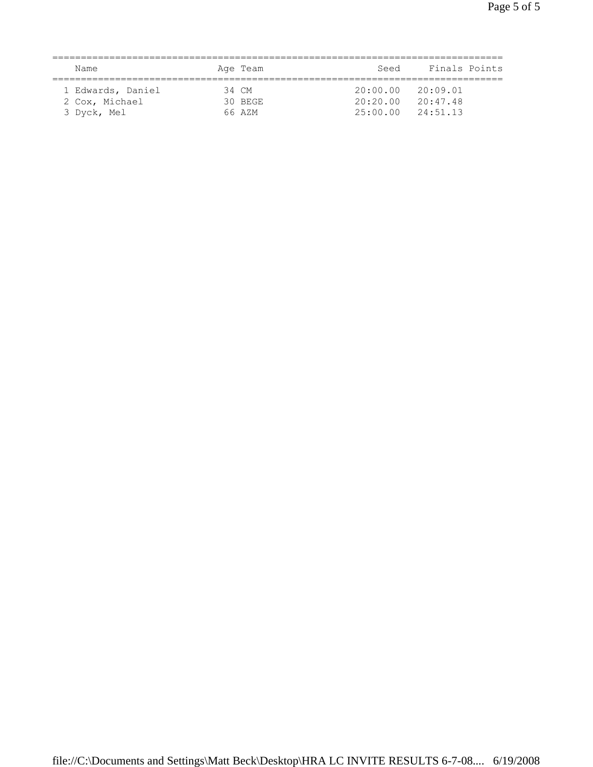| | Name | Age | Team | Seed | Finals | Points |
|---|---|---|---|---|---|---|
| 1 | Edwards, Daniel | 34 | CM | 20:00.00 | 20:09.01 | |
| 2 | Cox, Michael | 30 | BEGE | 20:20.00 | 20:47.48 | |
| 3 | Dyck, Mel | 66 | AZM | 25:00.00 | 24:51.13 | |